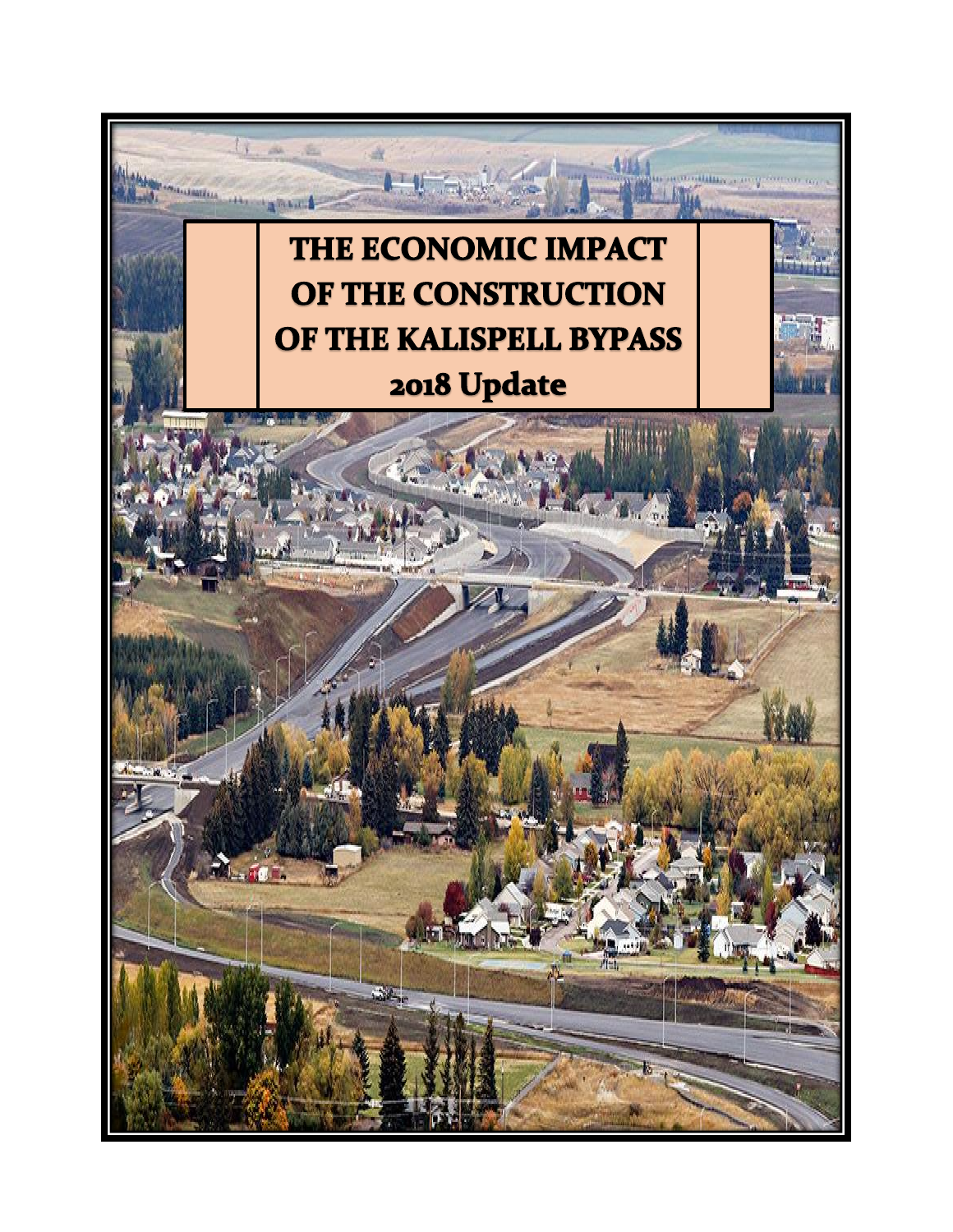# THE ECONOMIC IMPACT OF THE CONSTRUCTION OF THE KALISPELL BYPASS

## 2018 Update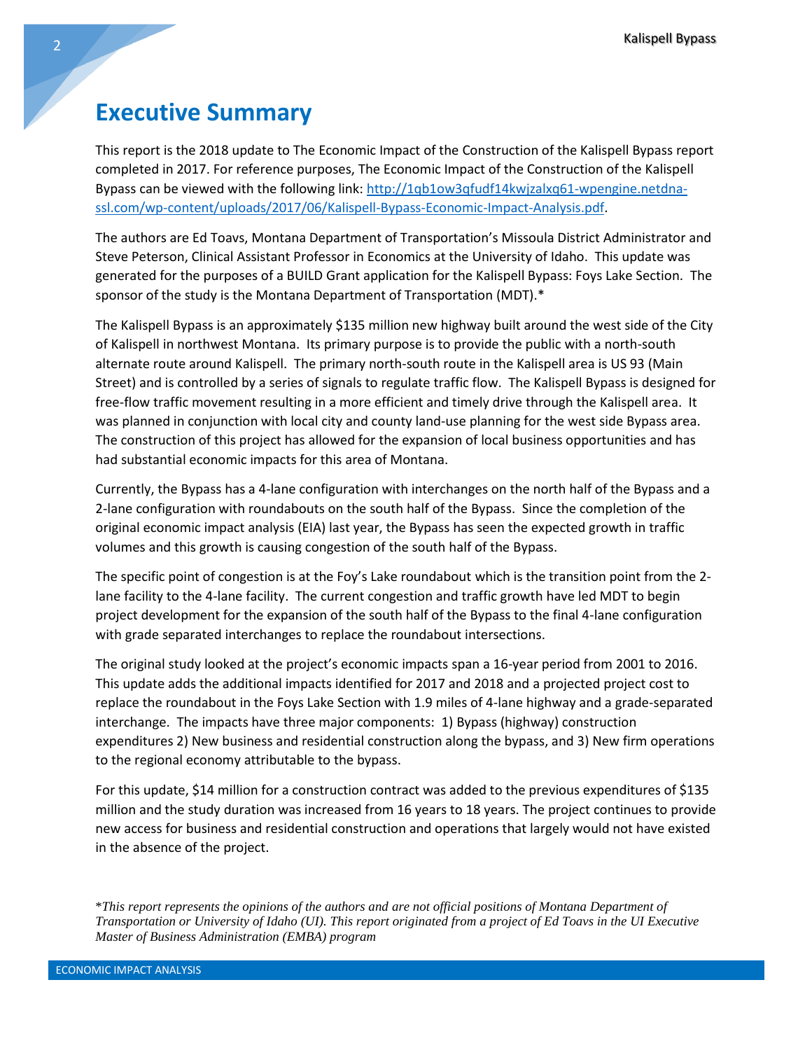# Executive Summary

This report is the 2018 update to The Economic Impact of the Construction of the Kalispell Bypass report completed in 2017. For reference purposes, The Economic Impact of the Construction of the Kalispell Bypass can be viewed with the following link: [http://1qb1ow3qfudf14kwjzalxq61-wpengine.netdna-ssl.com/wp-content/uploads/2017/06/Kalispell-Bypass-Economic-Impact-Analysis.pdf](http://1qb1ow3qfudf14kwjzalxq61-wpengine.netdna-ssl.com/wp-content/uploads/2017/06/Kalispell-Bypass-Economic-Impact-Analysis.pdf).

The authors are Ed Toavs, Montana Department of Transportation's Missoula District Administrator and Steve Peterson, Clinical Assistant Professor in Economics at the University of Idaho. This update was generated for the purposes of a BUILD Grant application for the Kalispell Bypass: Foys Lake Section. The sponsor of the study is the Montana Department of Transportation (MDT).*

The Kalispell Bypass is an approximately $135 million new highway built around the west side of the City of Kalispell in northwest Montana. Its primary purpose is to provide the public with a north-south alternate route around Kalispell. The primary north-south route in the Kalispell area is US 93 (Main Street) and is controlled by a series of signals to regulate traffic flow. The Kalispell Bypass is designed for free-flow traffic movement resulting in a more efficient and timely drive through the Kalispell area. It was planned in conjunction with local city and county land-use planning for the west side Bypass area. The construction of this project has allowed for the expansion of local business opportunities and has had substantial economic impacts for this area of Montana.

Currently, the Bypass has a 4-lane configuration with interchanges on the north half of the Bypass and a 2-lane configuration with roundabouts on the south half of the Bypass. Since the completion of the original economic impact analysis (EIA) last year, the Bypass has seen the expected growth in traffic volumes and this growth is causing congestion of the south half of the Bypass.

The specific point of congestion is at the Foy's Lake roundabout which is the transition point from the 2-lane facility to the 4-lane facility. The current congestion and traffic growth have led MDT to begin project development for the expansion of the south half of the Bypass to the final 4-lane configuration with grade separated interchanges to replace the roundabout intersections.

The original study looked at the project's economic impacts span a 16-year period from 2001 to 2016. This update adds the additional impacts identified for 2017 and 2018 and a projected project cost to replace the roundabout in the Foys Lake Section with 1.9 miles of 4-lane highway and a grade-separated interchange. The impacts have three major components: 1) Bypass (highway) construction expenditures 2) New business and residential construction along the bypass, and 3) New firm operations to the regional economy attributable to the bypass.

For this update, $14 million for a construction contract was added to the previous expenditures of $135 million and the study duration was increased from 16 years to 18 years. The project continues to provide new access for business and residential construction and operations that largely would not have existed in the absence of the project.

*\*This report represents the opinions of the authors and are not official positions of Montana Department of Transportation or University of Idaho (UI). This report originated from a project of Ed Toavs in the UI Executive Master of Business Administration (EMBA) program*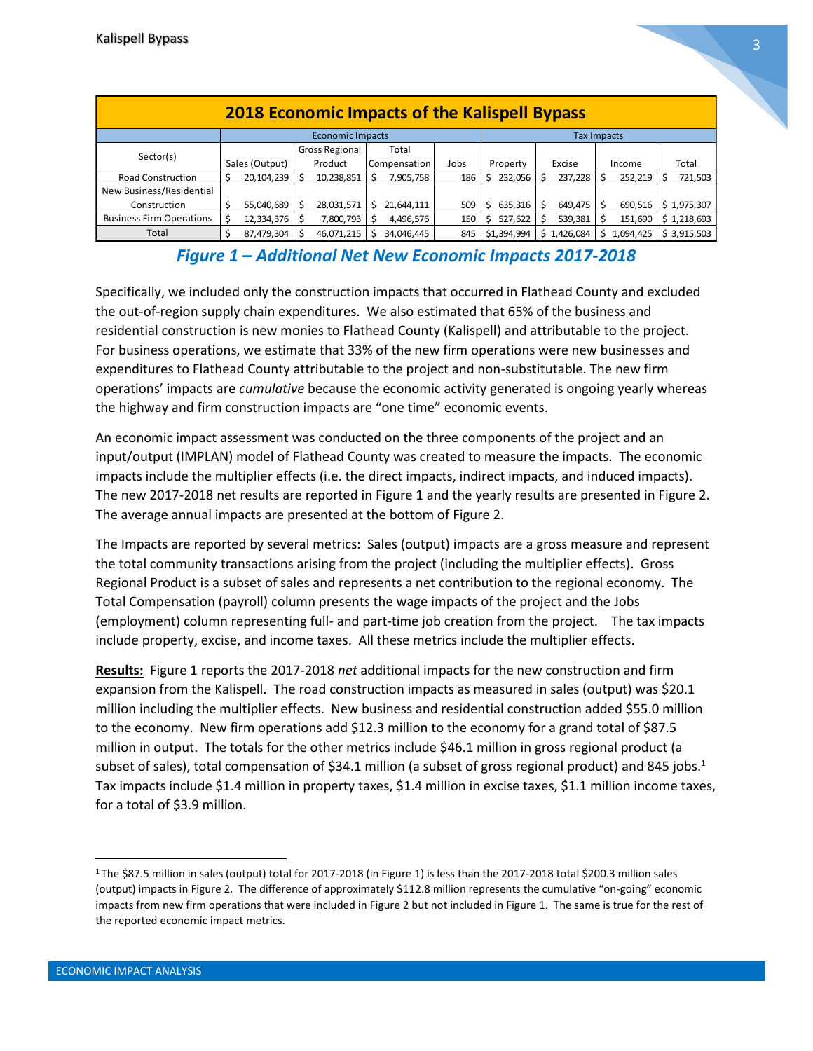| 2018 Economic Impacts of the Kalispell Bypass | | | | | | | | |
|---|---|---|---|---|---|---|---|---|
| | Economic Impacts | | | | Tax Impacts | | | |
| Sector(s) | Sales (Output) | Gross Regional Product | Total Compensation | Jobs | Property | Excise | Income | Total |
| Road Construction | $ 20,104,239 | $ 10,238,851 | $ 7,905,758 | 186 | $ 232,056 | $ 237,228 | $ 252,219 | $ 721,503 |
| New Business/Residential Construction | $ 55,040,689 | $ 28,031,571 | $ 21,644,111 | 509 | $ 635,316 | $ 649,475 | $ 690,516 | $ 1,975,307 |
| Business Firm Operations | $ 12,334,376 | $ 7,800,793 | $ 4,496,576 | 150 | $ 527,622 | $ 539,381 | $ 151,690 | $ 1,218,693 |
| Total | $ 87,479,304 | $ 46,071,215 | $ 34,046,445 | 845 | $1,394,994 | $ 1,426,084 | $ 1,094,425 | $ 3,915,503 |

***Figure 1 – Additional Net New Economic Impacts 2017-2018***

Specifically, we included only the construction impacts that occurred in Flathead County and excluded the out-of-region supply chain expenditures. We also estimated that 65% of the business and residential construction is new monies to Flathead County (Kalispell) and attributable to the project. For business operations, we estimate that 33% of the new firm operations were new businesses and expenditures to Flathead County attributable to the project and non-substitutable. The new firm operations' impacts are *cumulative* because the economic activity generated is ongoing yearly whereas the highway and firm construction impacts are "one time" economic events.

An economic impact assessment was conducted on the three components of the project and an input/output (IMPLAN) model of Flathead County was created to measure the impacts. The economic impacts include the multiplier effects (i.e. the direct impacts, indirect impacts, and induced impacts). The new 2017-2018 net results are reported in Figure 1 and the yearly results are presented in Figure 2. The average annual impacts are presented at the bottom of Figure 2.

The Impacts are reported by several metrics: Sales (output) impacts are a gross measure and represent the total community transactions arising from the project (including the multiplier effects). Gross Regional Product is a subset of sales and represents a net contribution to the regional economy. The Total Compensation (payroll) column presents the wage impacts of the project and the Jobs (employment) column representing full- and part-time job creation from the project. The tax impacts include property, excise, and income taxes. All these metrics include the multiplier effects.

**Results:** Figure 1 reports the 2017-2018 *net* additional impacts for the new construction and firm expansion from the Kalispell. The road construction impacts as measured in sales (output) was $20.1 million including the multiplier effects. New business and residential construction added $55.0 million to the economy. New firm operations add $12.3 million to the economy for a grand total of $87.5 million in output. The totals for the other metrics include $46.1 million in gross regional product (a subset of sales), total compensation of $34.1 million (a subset of gross regional product) and 845 jobs.[1] Tax impacts include $1.4 million in property taxes, $1.4 million in excise taxes, $1.1 million income taxes, for a total of $3.9 million.

[1] The $87.5 million in sales (output) total for 2017-2018 (in Figure 1) is less than the 2017-2018 total $200.3 million sales (output) impacts in Figure 2. The difference of approximately $112.8 million represents the cumulative "on-going" economic impacts from new firm operations that were included in Figure 2 but not included in Figure 1. The same is true for the rest of the reported economic impact metrics.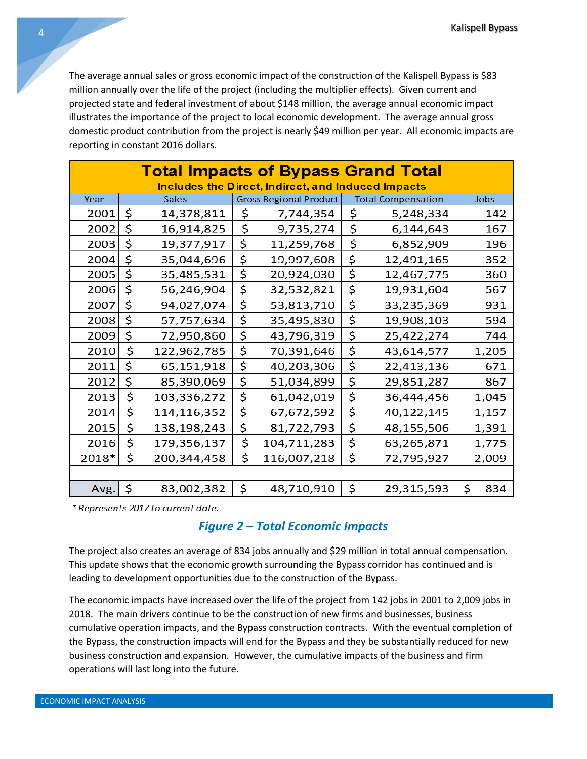The average annual sales or gross economic impact of the construction of the Kalispell Bypass is $83 million annually over the life of the project (including the multiplier effects). Given current and projected state and federal investment of about $148 million, the average annual economic impact illustrates the importance of the project to local economic development. The average annual gross domestic product contribution from the project is nearly $49 million per year. All economic impacts are reporting in constant 2016 dollars.

| Total Impacts of Bypass Grand Total<br>Includes the Direct, Indirect, and Induced Impacts | | | | |
|---|---|---|---|---|
| Year | Sales | Gross Regional Product | Total Compensation | Jobs |
| 2001 | $ 14,378,811 | $ 7,744,354 | $ 5,248,334 | 142 |
| 2002 | $ 16,914,825 | $ 9,735,274 | $ 6,144,643 | 167 |
| 2003 | $ 19,377,917 | $ 11,259,768 | $ 6,852,909 | 196 |
| 2004 | $ 35,044,696 | $ 19,997,608 | $ 12,491,165 | 352 |
| 2005 | $ 35,485,531 | $ 20,924,030 | $ 12,467,775 | 360 |
| 2006 | $ 56,246,904 | $ 32,532,821 | $ 19,931,604 | 567 |
| 2007 | $ 94,027,074 | $ 53,813,710 | $ 33,235,369 | 931 |
| 2008 | $ 57,757,634 | $ 35,495,830 | $ 19,908,103 | 594 |
| 2009 | $ 72,950,860 | $ 43,796,319 | $ 25,422,274 | 744 |
| 2010 | $ 122,962,785 | $ 70,391,646 | $ 43,614,577 | 1,205 |
| 2011 | $ 65,151,918 | $ 40,203,306 | $ 22,413,136 | 671 |
| 2012 | $ 85,390,069 | $ 51,034,899 | $ 29,851,287 | 867 |
| 2013 | $ 103,336,272 | $ 61,042,019 | $ 36,444,456 | 1,045 |
| 2014 | $ 114,116,352 | $ 67,672,592 | $ 40,122,145 | 1,157 |
| 2015 | $ 138,198,243 | $ 81,722,793 | $ 48,155,506 | 1,391 |
| 2016 | $ 179,356,137 | $ 104,711,283 | $ 63,265,871 | 1,775 |
| 2018* | $ 200,344,458 | $ 116,007,218 | $ 72,795,927 | 2,009 |
| | | | | |
| Avg. | $ 83,002,382 | $ 48,710,910 | $ 29,315,593 | $ 834 |

*\* Represents 2017 to current date.*

***Figure 2 – Total Economic Impacts***

The project also creates an average of 834 jobs annually and $29 million in total annual compensation. This update shows that the economic growth surrounding the Bypass corridor has continued and is leading to development opportunities due to the construction of the Bypass.

The economic impacts have increased over the life of the project from 142 jobs in 2001 to 2,009 jobs in 2018. The main drivers continue to be the construction of new firms and businesses, business cumulative operation impacts, and the Bypass construction contracts. With the eventual completion of the Bypass, the construction impacts will end for the Bypass and they be substantially reduced for new business construction and expansion. However, the cumulative impacts of the business and firm operations will last long into the future.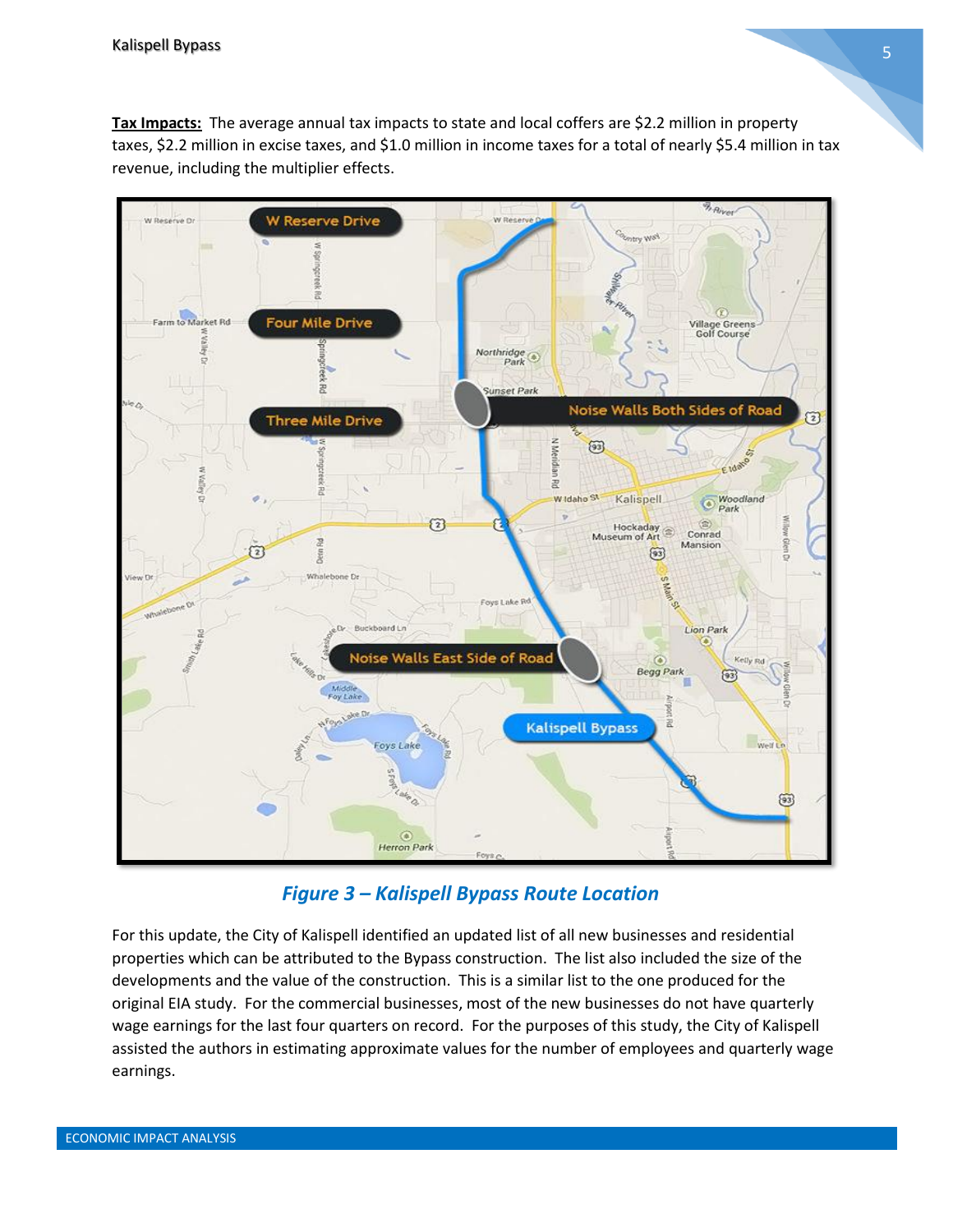**Tax Impacts:** The average annual tax impacts to state and local coffers are $2.2 million in property taxes, $2.2 million in excise taxes, and $1.0 million in income taxes for a total of nearly $5.4 million in tax revenue, including the multiplier effects.

*Figure 3 – Kalispell Bypass Route Location*

For this update, the City of Kalispell identified an updated list of all new businesses and residential properties which can be attributed to the Bypass construction. The list also included the size of the developments and the value of the construction. This is a similar list to the one produced for the original EIA study. For the commercial businesses, most of the new businesses do not have quarterly wage earnings for the last four quarters on record. For the purposes of this study, the City of Kalispell assisted the authors in estimating approximate values for the number of employees and quarterly wage earnings.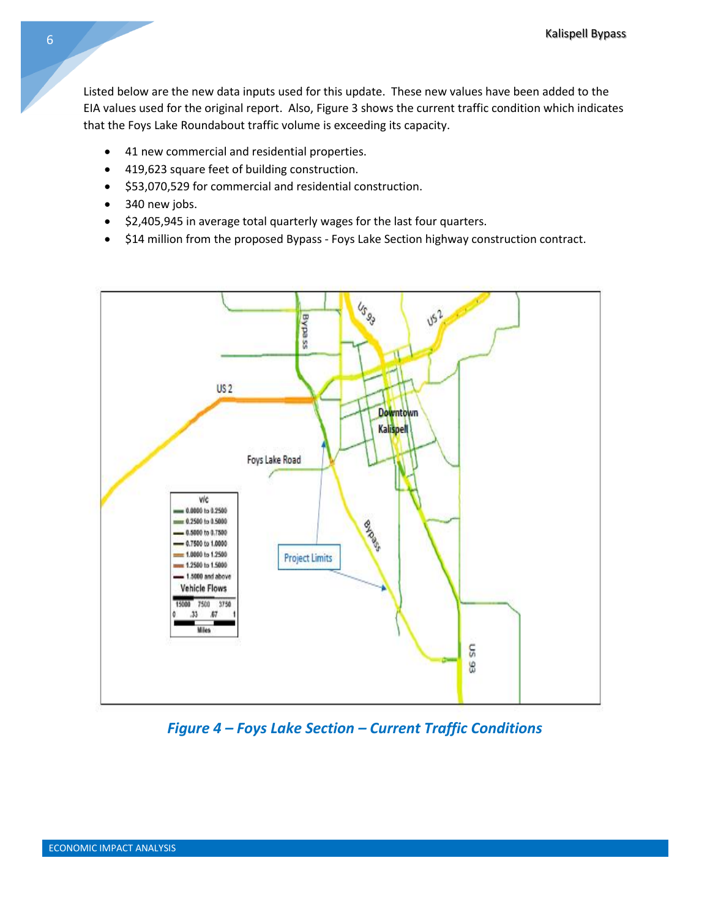Listed below are the new data inputs used for this update. These new values have been added to the EIA values used for the original report. Also, Figure 3 shows the current traffic condition which indicates that the Foys Lake Roundabout traffic volume is exceeding its capacity.

- 41 new commercial and residential properties.
- 419,623 square feet of building construction.
- $53,070,529 for commercial and residential construction.
- 340 new jobs.
- $2,405,945 in average total quarterly wages for the last four quarters.
- $14 million from the proposed Bypass - Foys Lake Section highway construction contract.

Bypass
US 93
US 2
US 2
Downtown Kalispell
Foys Lake Road
Bypass
Project Limits
US 93

v/c
0.0000 to 0.2500
0.2500 to 0.5000
0.5000 to 0.7500
0.7500 to 1.0000
1.0000 to 1.2500
1.2500 to 1.5000
1.5000 and above
Vehicle Flows
15000 7500 3750
0 .33 .67 1
Miles

*Figure 4 – Foys Lake Section – Current Traffic Conditions*